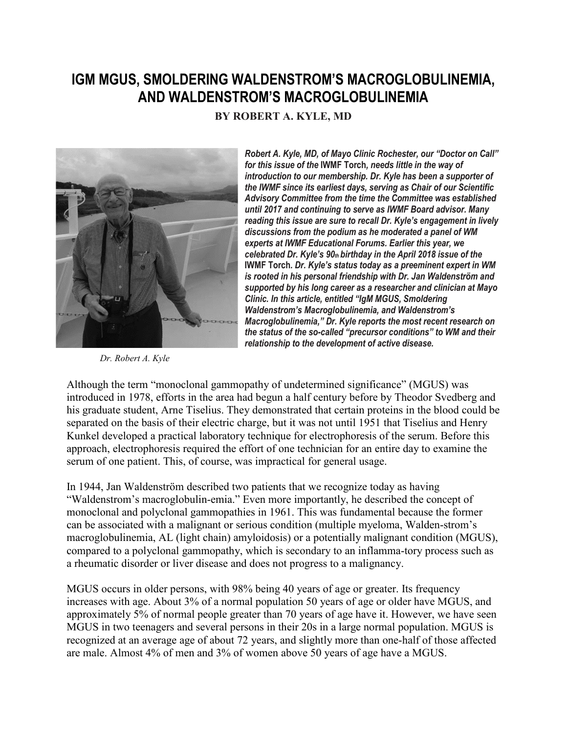# IGM MGUS, SMOLDERING WALDENSTROM'S MACROGLOBULINEMIA, AND WALDENSTROM'S MACROGLOBULINEMIA

**BY ROBERT A. KYLE, MD**

***Robert A. Kyle, MD, of Mayo Clinic Rochester, our "Doctor on Call" for this issue of the* IWMF Torch*, needs little in the way of introduction to our membership. Dr. Kyle has been a supporter of the IWMF since its earliest days, serving as Chair of our Scientific Advisory Committee from the time the Committee was established until 2017 and continuing to serve as IWMF Board advisor. Many reading this issue are sure to recall Dr. Kyle's engagement in lively discussions from the podium as he moderated a panel of WM experts at IWMF Educational Forums. Earlier this year, we celebrated Dr. Kyle's 90th birthday in the April 2018 issue of the* IWMF Torch*. Dr. Kyle's status today as a preeminent expert in WM is rooted in his personal friendship with Dr. Jan Waldenström and supported by his long career as a researcher and clinician at Mayo Clinic. In this article, entitled "IgM MGUS, Smoldering Waldenstrom's Macroglobulinemia, and Waldenstrom's Macroglobulinemia," Dr. Kyle reports the most recent research on the status of the so-called "precursor conditions" to WM and their relationship to the development of active disease.***

*Dr. Robert A. Kyle*

Although the term "monoclonal gammopathy of undetermined significance" (MGUS) was introduced in 1978, efforts in the area had begun a half century before by Theodor Svedberg and his graduate student, Arne Tiselius. They demonstrated that certain proteins in the blood could be separated on the basis of their electric charge, but it was not until 1951 that Tiselius and Henry Kunkel developed a practical laboratory technique for electrophoresis of the serum. Before this approach, electrophoresis required the effort of one technician for an entire day to examine the serum of one patient. This, of course, was impractical for general usage.

In 1944, Jan Waldenström described two patients that we recognize today as having "Waldenstrom's macroglobulin-emia." Even more importantly, he described the concept of monoclonal and polyclonal gammopathies in 1961. This was fundamental because the former can be associated with a malignant or serious condition (multiple myeloma, Walden-strom's macroglobulinemia, AL (light chain) amyloidosis) or a potentially malignant condition (MGUS), compared to a polyclonal gammopathy, which is secondary to an inflamma-tory process such as a rheumatic disorder or liver disease and does not progress to a malignancy.

MGUS occurs in older persons, with 98% being 40 years of age or greater. Its frequency increases with age. About 3% of a normal population 50 years of age or older have MGUS, and approximately 5% of normal people greater than 70 years of age have it. However, we have seen MGUS in two teenagers and several persons in their 20s in a large normal population. MGUS is recognized at an average age of about 72 years, and slightly more than one-half of those affected are male. Almost 4% of men and 3% of women above 50 years of age have a MGUS.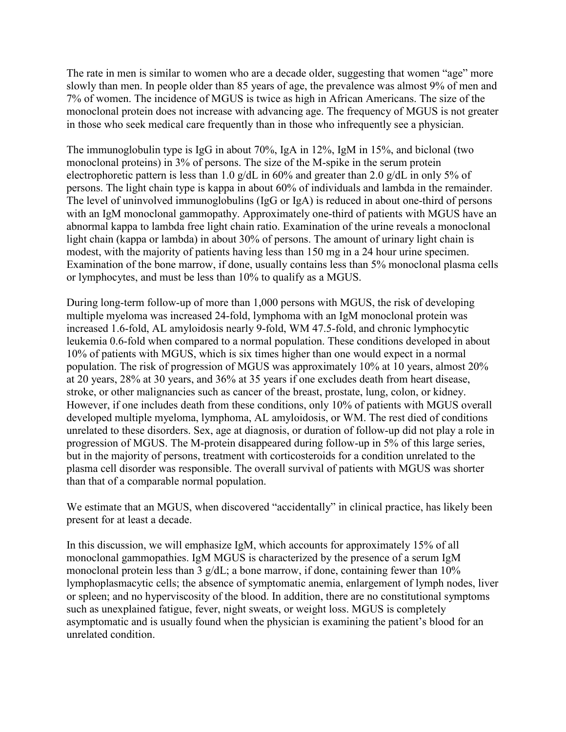The rate in men is similar to women who are a decade older, suggesting that women "age" more slowly than men. In people older than 85 years of age, the prevalence was almost 9% of men and 7% of women. The incidence of MGUS is twice as high in African Americans. The size of the monoclonal protein does not increase with advancing age. The frequency of MGUS is not greater in those who seek medical care frequently than in those who infrequently see a physician.

The immunoglobulin type is IgG in about 70%, IgA in 12%, IgM in 15%, and biclonal (two monoclonal proteins) in 3% of persons. The size of the M-spike in the serum protein electrophoretic pattern is less than 1.0 g/dL in 60% and greater than 2.0 g/dL in only 5% of persons. The light chain type is kappa in about 60% of individuals and lambda in the remainder. The level of uninvolved immunoglobulins (IgG or IgA) is reduced in about one-third of persons with an IgM monoclonal gammopathy. Approximately one-third of patients with MGUS have an abnormal kappa to lambda free light chain ratio. Examination of the urine reveals a monoclonal light chain (kappa or lambda) in about 30% of persons. The amount of urinary light chain is modest, with the majority of patients having less than 150 mg in a 24 hour urine specimen. Examination of the bone marrow, if done, usually contains less than 5% monoclonal plasma cells or lymphocytes, and must be less than 10% to qualify as a MGUS.

During long-term follow-up of more than 1,000 persons with MGUS, the risk of developing multiple myeloma was increased 24-fold, lymphoma with an IgM monoclonal protein was increased 1.6-fold, AL amyloidosis nearly 9-fold, WM 47.5-fold, and chronic lymphocytic leukemia 0.6-fold when compared to a normal population. These conditions developed in about 10% of patients with MGUS, which is six times higher than one would expect in a normal population. The risk of progression of MGUS was approximately 10% at 10 years, almost 20% at 20 years, 28% at 30 years, and 36% at 35 years if one excludes death from heart disease, stroke, or other malignancies such as cancer of the breast, prostate, lung, colon, or kidney. However, if one includes death from these conditions, only 10% of patients with MGUS overall developed multiple myeloma, lymphoma, AL amyloidosis, or WM. The rest died of conditions unrelated to these disorders. Sex, age at diagnosis, or duration of follow-up did not play a role in progression of MGUS. The M-protein disappeared during follow-up in 5% of this large series, but in the majority of persons, treatment with corticosteroids for a condition unrelated to the plasma cell disorder was responsible. The overall survival of patients with MGUS was shorter than that of a comparable normal population.

We estimate that an MGUS, when discovered "accidentally" in clinical practice, has likely been present for at least a decade.

In this discussion, we will emphasize IgM, which accounts for approximately 15% of all monoclonal gammopathies. IgM MGUS is characterized by the presence of a serum IgM monoclonal protein less than 3 g/dL; a bone marrow, if done, containing fewer than 10% lymphoplasmacytic cells; the absence of symptomatic anemia, enlargement of lymph nodes, liver or spleen; and no hyperviscosity of the blood. In addition, there are no constitutional symptoms such as unexplained fatigue, fever, night sweats, or weight loss. MGUS is completely asymptomatic and is usually found when the physician is examining the patient's blood for an unrelated condition.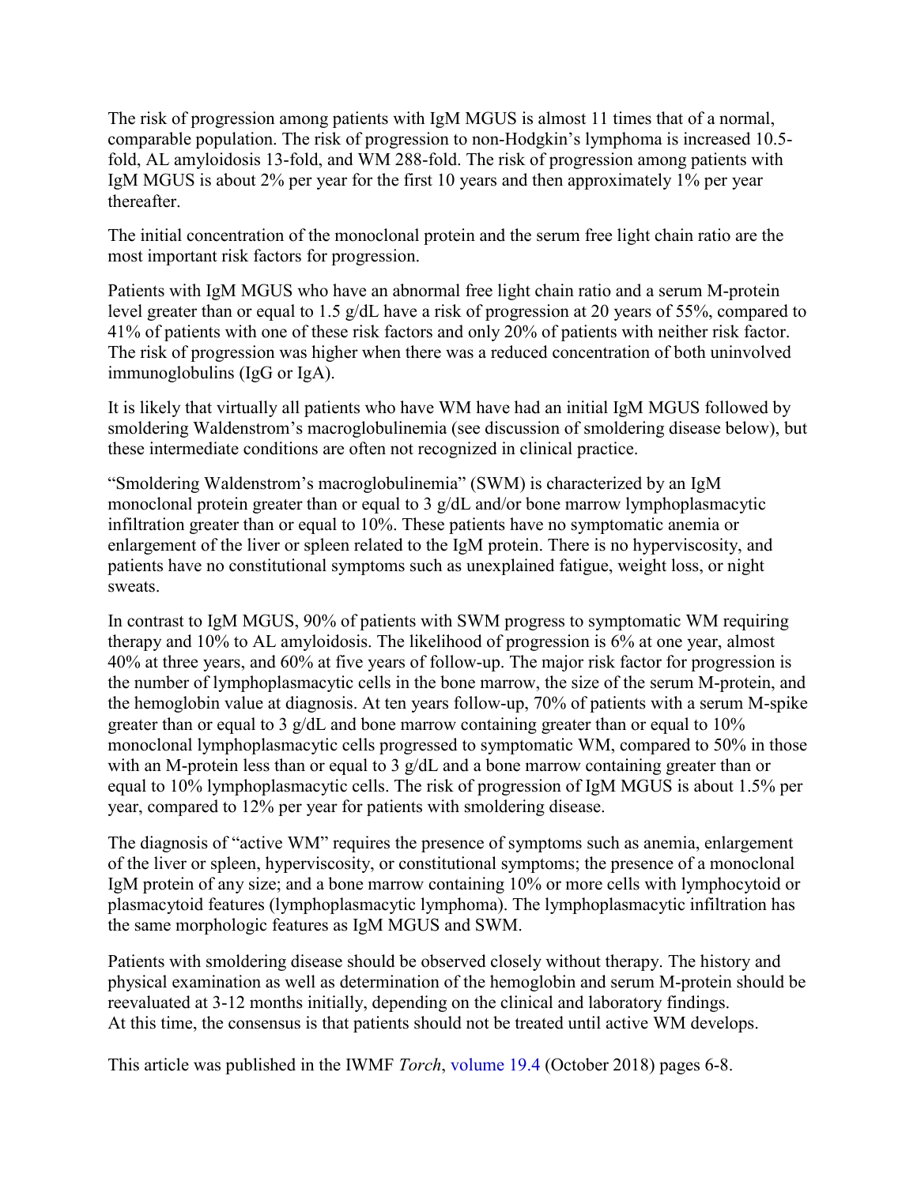The risk of progression among patients with IgM MGUS is almost 11 times that of a normal, comparable population. The risk of progression to non-Hodgkin's lymphoma is increased 10.5-fold, AL amyloidosis 13-fold, and WM 288-fold. The risk of progression among patients with IgM MGUS is about 2% per year for the first 10 years and then approximately 1% per year thereafter.

The initial concentration of the monoclonal protein and the serum free light chain ratio are the most important risk factors for progression.

Patients with IgM MGUS who have an abnormal free light chain ratio and a serum M-protein level greater than or equal to 1.5 g/dL have a risk of progression at 20 years of 55%, compared to 41% of patients with one of these risk factors and only 20% of patients with neither risk factor. The risk of progression was higher when there was a reduced concentration of both uninvolved immunoglobulins (IgG or IgA).

It is likely that virtually all patients who have WM have had an initial IgM MGUS followed by smoldering Waldenstrom's macroglobulinemia (see discussion of smoldering disease below), but these intermediate conditions are often not recognized in clinical practice.

"Smoldering Waldenstrom's macroglobulinemia" (SWM) is characterized by an IgM monoclonal protein greater than or equal to 3 g/dL and/or bone marrow lymphoplasmacytic infiltration greater than or equal to 10%. These patients have no symptomatic anemia or enlargement of the liver or spleen related to the IgM protein. There is no hyperviscosity, and patients have no constitutional symptoms such as unexplained fatigue, weight loss, or night sweats.

In contrast to IgM MGUS, 90% of patients with SWM progress to symptomatic WM requiring therapy and 10% to AL amyloidosis. The likelihood of progression is 6% at one year, almost 40% at three years, and 60% at five years of follow-up. The major risk factor for progression is the number of lymphoplasmacytic cells in the bone marrow, the size of the serum M-protein, and the hemoglobin value at diagnosis. At ten years follow-up, 70% of patients with a serum M-spike greater than or equal to 3 g/dL and bone marrow containing greater than or equal to 10% monoclonal lymphoplasmacytic cells progressed to symptomatic WM, compared to 50% in those with an M-protein less than or equal to 3 g/dL and a bone marrow containing greater than or equal to 10% lymphoplasmacytic cells. The risk of progression of IgM MGUS is about 1.5% per year, compared to 12% per year for patients with smoldering disease.

The diagnosis of "active WM" requires the presence of symptoms such as anemia, enlargement of the liver or spleen, hyperviscosity, or constitutional symptoms; the presence of a monoclonal IgM protein of any size; and a bone marrow containing 10% or more cells with lymphocytoid or plasmacytoid features (lymphoplasmacytic lymphoma). The lymphoplasmacytic infiltration has the same morphologic features as IgM MGUS and SWM.

Patients with smoldering disease should be observed closely without therapy. The history and physical examination as well as determination of the hemoglobin and serum M-protein should be reevaluated at 3-12 months initially, depending on the clinical and laboratory findings.
At this time, the consensus is that patients should not be treated until active WM develops.

This article was published in the IWMF *Torch*, volume 19.4 (October 2018) pages 6-8.